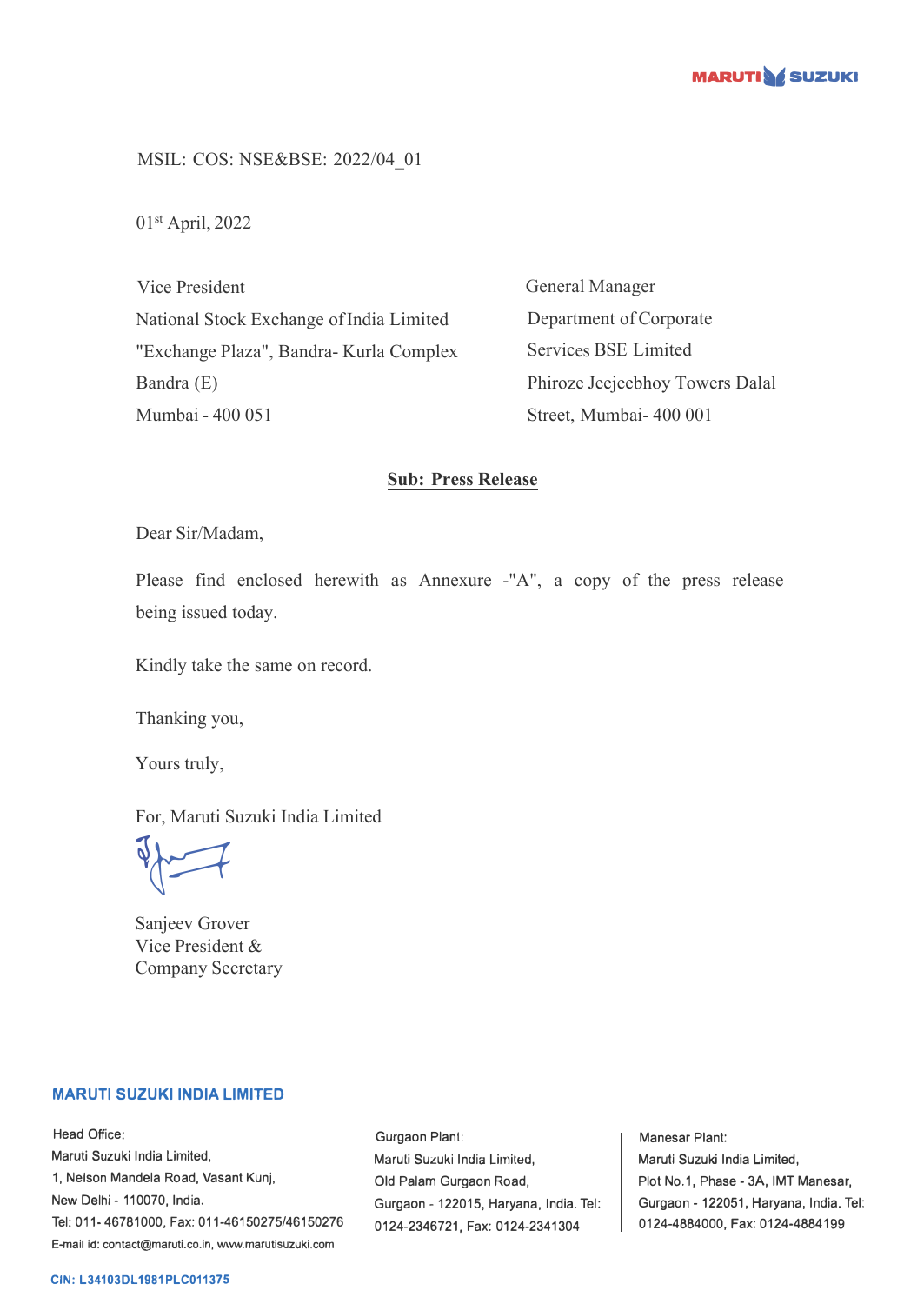MSIL: COS: NSE&BSE: 2022/04_01

01st April, 2022

Vice President
National Stock Exchange of India Limited
"Exchange Plaza", Bandra- Kurla Complex
Bandra (E)
Mumbai - 400 051

General Manager
Department of Corporate
Services BSE Limited
Phiroze Jeejeebhoy Towers Dalal
Street, Mumbai- 400 001

**Sub: Press Release**

Dear Sir/Madam,

Please find enclosed herewith as Annexure -"A", a copy of the press release being issued today.

Kindly take the same on record.

Thanking you,

Yours truly,

For, Maruti Suzuki India Limited

Sanjeev Grover
Vice President &
Company Secretary

**MARUTI SUZUKI INDIA LIMITED**

Head Office:
Maruti Suzuki India Limited,
1, Nelson Mandela Road, Vasant Kunj,
New Delhi - 110070, India.
Tel: 011- 46781000, Fax: 011-46150275/46150276
E-mail id: contact@maruti.co.in, www.marutisuzuki.com

Gurgaon Plant:
Maruti Suzuki India Limited,
Old Palam Gurgaon Road,
Gurgaon - 122015, Haryana, India. Tel: 0124-2346721, Fax: 0124-2341304

Manesar Plant:
Maruti Suzuki India Limited,
Plot No.1, Phase - 3A, IMT Manesar,
Gurgaon - 122051, Haryana, India. Tel: 0124-4884000, Fax: 0124-4884199

CIN: L34103DL1981PLC011375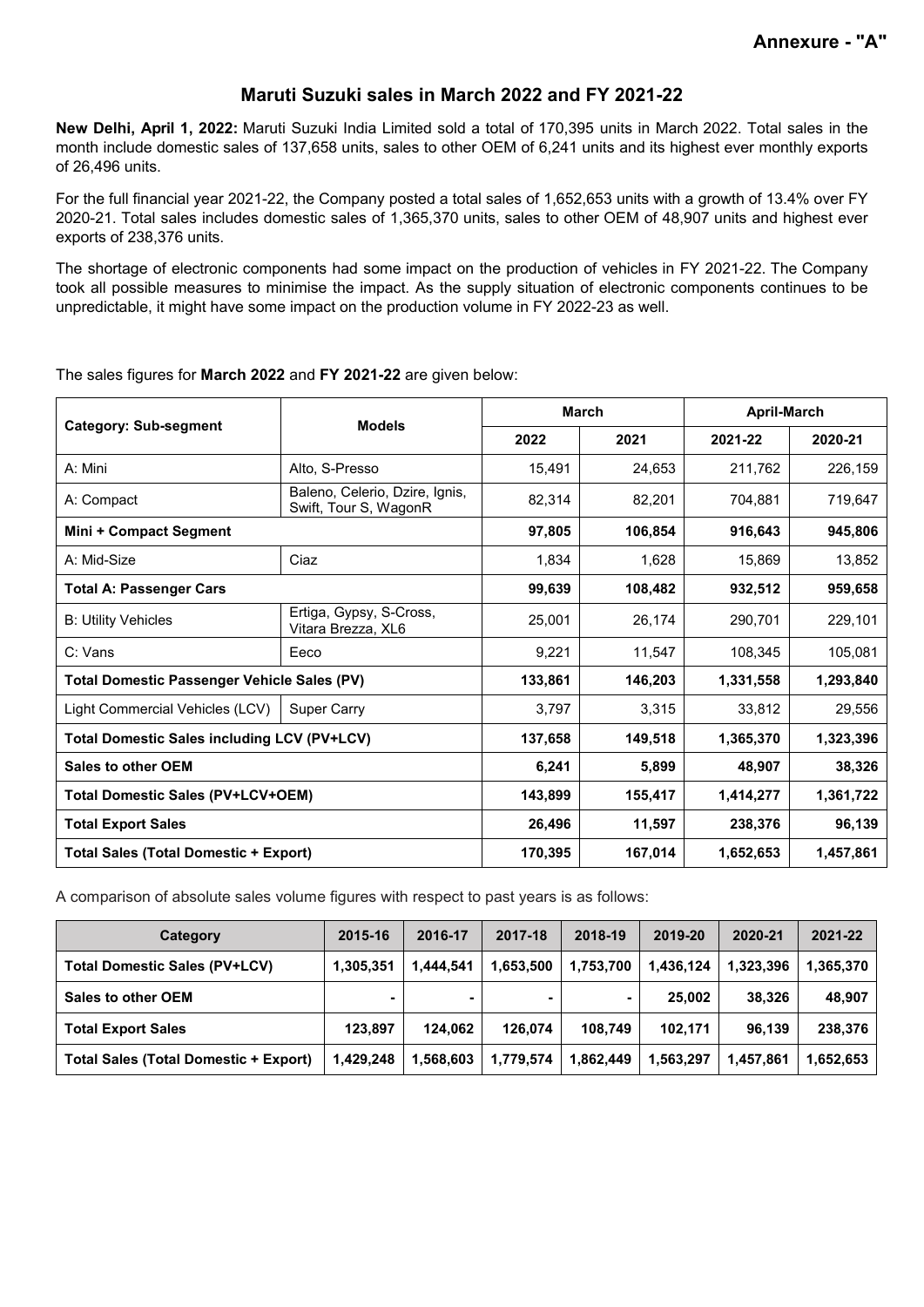**Annexure - "A"**

## Maruti Suzuki sales in March 2022 and FY 2021-22

**New Delhi, April 1, 2022:** Maruti Suzuki India Limited sold a total of 170,395 units in March 2022. Total sales in the month include domestic sales of 137,658 units, sales to other OEM of 6,241 units and its highest ever monthly exports of 26,496 units.

For the full financial year 2021-22, the Company posted a total sales of 1,652,653 units with a growth of 13.4% over FY 2020-21. Total sales includes domestic sales of 1,365,370 units, sales to other OEM of 48,907 units and highest ever exports of 238,376 units.

The shortage of electronic components had some impact on the production of vehicles in FY 2021-22. The Company took all possible measures to minimise the impact. As the supply situation of electronic components continues to be unpredictable, it might have some impact on the production volume in FY 2022-23 as well.

The sales figures for **March 2022** and **FY 2021-22** are given below:

| Category: Sub-segment | Models | March | | April-March | |
|---|---|---|---|---|---|
| | | 2022 | 2021 | 2021-22 | 2020-21 |
| A: Mini | Alto, S-Presso | 15,491 | 24,653 | 211,762 | 226,159 |
| A: Compact | Baleno, Celerio, Dzire, Ignis, Swift, Tour S, WagonR | 82,314 | 82,201 | 704,881 | 719,647 |
| **Mini + Compact Segment** | | **97,805** | **106,854** | **916,643** | **945,806** |
| A: Mid-Size | Ciaz | 1,834 | 1,628 | 15,869 | 13,852 |
| **Total A: Passenger Cars** | | **99,639** | **108,482** | **932,512** | **959,658** |
| B: Utility Vehicles | Ertiga, Gypsy, S-Cross, Vitara Brezza, XL6 | 25,001 | 26,174 | 290,701 | 229,101 |
| C: Vans | Eeco | 9,221 | 11,547 | 108,345 | 105,081 |
| **Total Domestic Passenger Vehicle Sales (PV)** | | **133,861** | **146,203** | **1,331,558** | **1,293,840** |
| Light Commercial Vehicles (LCV) | Super Carry | 3,797 | 3,315 | 33,812 | 29,556 |
| **Total Domestic Sales including LCV (PV+LCV)** | | **137,658** | **149,518** | **1,365,370** | **1,323,396** |
| **Sales to other OEM** | | **6,241** | **5,899** | **48,907** | **38,326** |
| **Total Domestic Sales (PV+LCV+OEM)** | | **143,899** | **155,417** | **1,414,277** | **1,361,722** |
| **Total Export Sales** | | **26,496** | **11,597** | **238,376** | **96,139** |
| **Total Sales (Total Domestic + Export)** | | **170,395** | **167,014** | **1,652,653** | **1,457,861** |

A comparison of absolute sales volume figures with respect to past years is as follows:

| Category | 2015-16 | 2016-17 | 2017-18 | 2018-19 | 2019-20 | 2020-21 | 2021-22 |
|---|---|---|---|---|---|---|---|
| **Total Domestic Sales (PV+LCV)** | **1,305,351** | **1,444,541** | **1,653,500** | **1,753,700** | **1,436,124** | **1,323,396** | **1,365,370** |
| **Sales to other OEM** | **-** | **-** | **-** | **-** | **25,002** | **38,326** | **48,907** |
| **Total Export Sales** | **123,897** | **124,062** | **126,074** | **108,749** | **102,171** | **96,139** | **238,376** |
| **Total Sales (Total Domestic + Export)** | **1,429,248** | **1,568,603** | **1,779,574** | **1,862,449** | **1,563,297** | **1,457,861** | **1,652,653** |